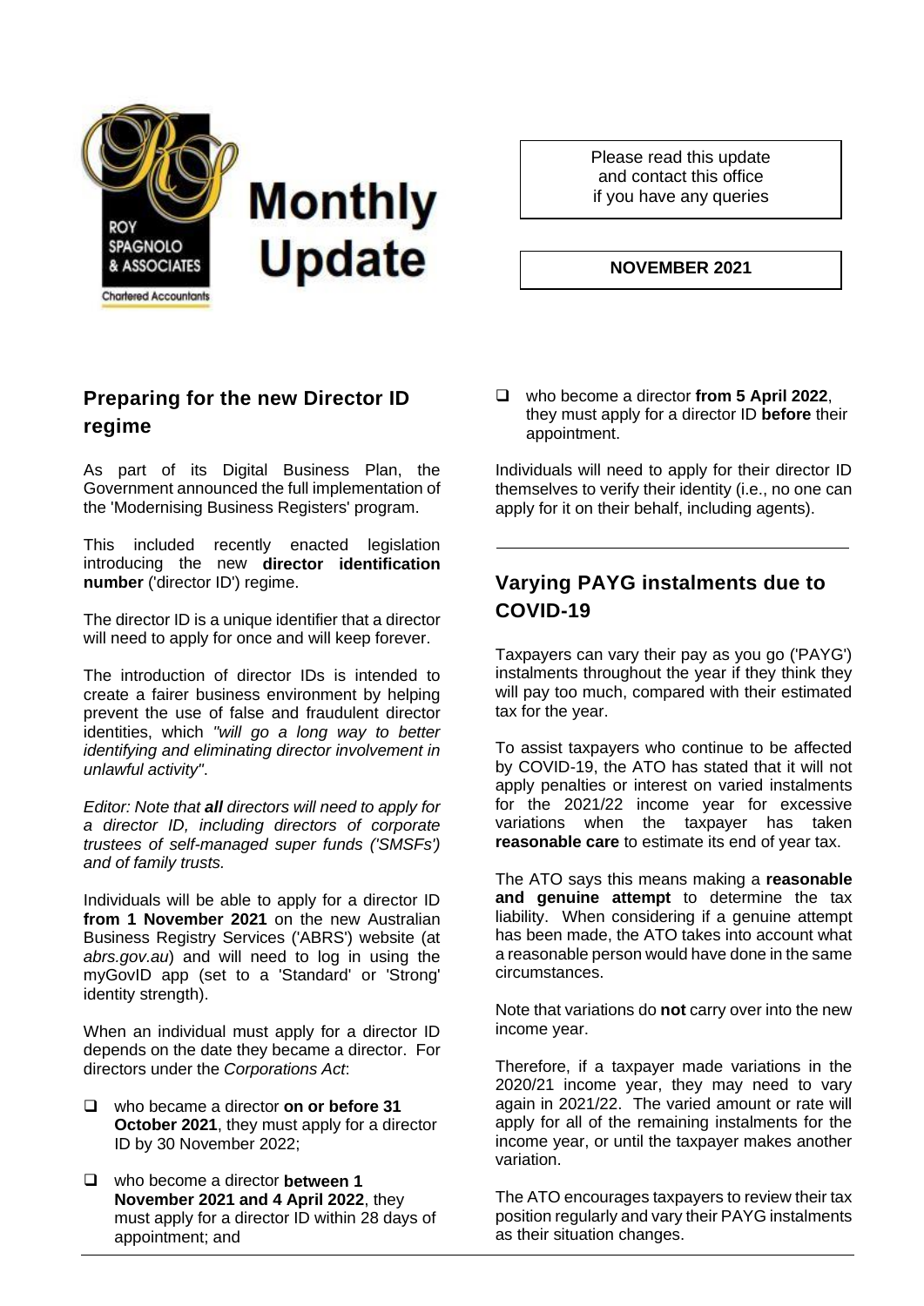ROY SPAGNOLO & ASSOCIATES

Chartered Accountants

# Monthly Update

Please read this update and contact this office if you have any queries

**NOVEMBER 2021**

## Preparing for the new Director ID regime

As part of its Digital Business Plan, the Government announced the full implementation of the 'Modernising Business Registers' program.

This included recently enacted legislation introducing the new **director identification number** ('director ID') regime.

The director ID is a unique identifier that a director will need to apply for once and will keep forever.

The introduction of director IDs is intended to create a fairer business environment by helping prevent the use of false and fraudulent director identities, which *"will go a long way to better identifying and eliminating director involvement in unlawful activity"*.

*Editor: Note that **all** directors will need to apply for a director ID, including directors of corporate trustees of self-managed super funds ('SMSFs') and of family trusts.*

Individuals will be able to apply for a director ID **from 1 November 2021** on the new Australian Business Registry Services ('ABRS') website (at *abrs.gov.au*) and will need to log in using the myGovID app (set to a 'Standard' or 'Strong' identity strength).

When an individual must apply for a director ID depends on the date they became a director. For directors under the *Corporations Act*:

- who became a director **on or before 31 October 2021**, they must apply for a director ID by 30 November 2022;
- who become a director **between 1 November 2021 and 4 April 2022**, they must apply for a director ID within 28 days of appointment; and
- who become a director **from 5 April 2022**, they must apply for a director ID **before** their appointment.

Individuals will need to apply for their director ID themselves to verify their identity (i.e., no one can apply for it on their behalf, including agents).

## Varying PAYG instalments due to COVID-19

Taxpayers can vary their pay as you go ('PAYG') instalments throughout the year if they think they will pay too much, compared with their estimated tax for the year.

To assist taxpayers who continue to be affected by COVID-19, the ATO has stated that it will not apply penalties or interest on varied instalments for the 2021/22 income year for excessive variations when the taxpayer has taken **reasonable care** to estimate its end of year tax.

The ATO says this means making a **reasonable and genuine attempt** to determine the tax liability. When considering if a genuine attempt has been made, the ATO takes into account what a reasonable person would have done in the same circumstances.

Note that variations do **not** carry over into the new income year.

Therefore, if a taxpayer made variations in the 2020/21 income year, they may need to vary again in 2021/22. The varied amount or rate will apply for all of the remaining instalments for the income year, or until the taxpayer makes another variation.

The ATO encourages taxpayers to review their tax position regularly and vary their PAYG instalments as their situation changes.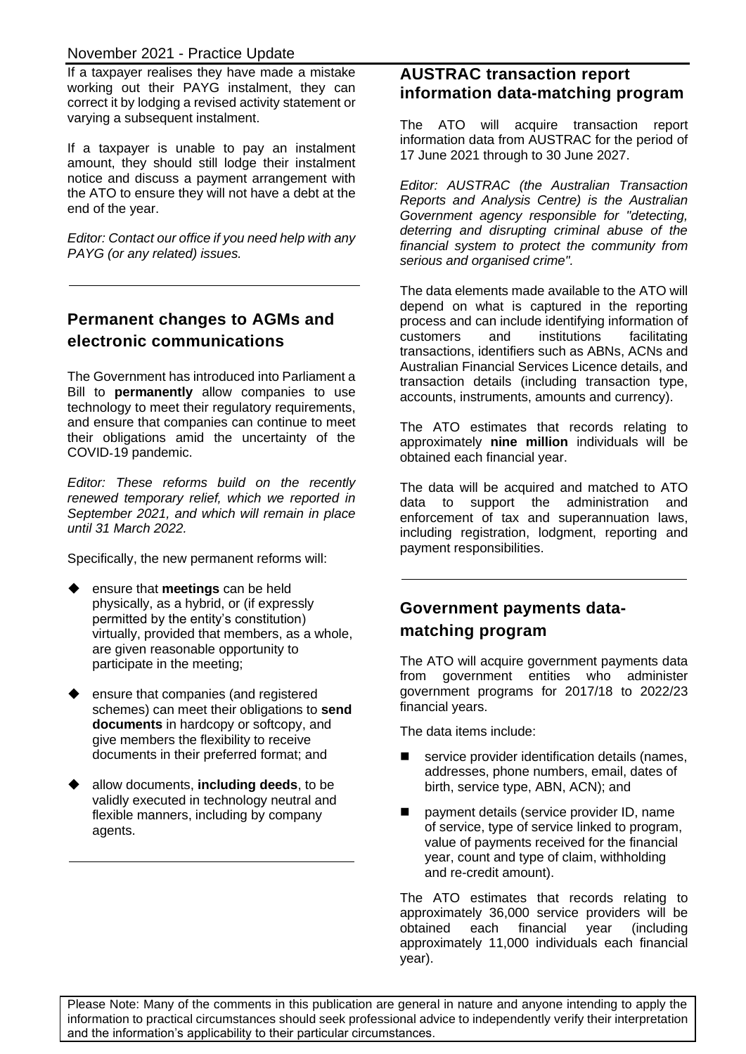If a taxpayer realises they have made a mistake working out their PAYG instalment, they can correct it by lodging a revised activity statement or varying a subsequent instalment.

If a taxpayer is unable to pay an instalment amount, they should still lodge their instalment notice and discuss a payment arrangement with the ATO to ensure they will not have a debt at the end of the year.

*Editor: Contact our office if you need help with any PAYG (or any related) issues.*

## Permanent changes to AGMs and electronic communications

The Government has introduced into Parliament a Bill to **permanently** allow companies to use technology to meet their regulatory requirements, and ensure that companies can continue to meet their obligations amid the uncertainty of the COVID-19 pandemic.

*Editor: These reforms build on the recently renewed temporary relief, which we reported in September 2021, and which will remain in place until 31 March 2022.*

Specifically, the new permanent reforms will:

- ensure that **meetings** can be held physically, as a hybrid, or (if expressly permitted by the entity's constitution) virtually, provided that members, as a whole, are given reasonable opportunity to participate in the meeting;
- ensure that companies (and registered schemes) can meet their obligations to **send documents** in hardcopy or softcopy, and give members the flexibility to receive documents in their preferred format; and
- allow documents, **including deeds**, to be validly executed in technology neutral and flexible manners, including by company agents.

## AUSTRAC transaction report information data-matching program

The ATO will acquire transaction report information data from AUSTRAC for the period of 17 June 2021 through to 30 June 2027.

*Editor: AUSTRAC (the Australian Transaction Reports and Analysis Centre) is the Australian Government agency responsible for "detecting, deterring and disrupting criminal abuse of the financial system to protect the community from serious and organised crime".*

The data elements made available to the ATO will depend on what is captured in the reporting process and can include identifying information of customers and institutions facilitating transactions, identifiers such as ABNs, ACNs and Australian Financial Services Licence details, and transaction details (including transaction type, accounts, instruments, amounts and currency).

The ATO estimates that records relating to approximately **nine million** individuals will be obtained each financial year.

The data will be acquired and matched to ATO data to support the administration and enforcement of tax and superannuation laws, including registration, lodgment, reporting and payment responsibilities.

## Government payments data-matching program

The ATO will acquire government payments data from government entities who administer government programs for 2017/18 to 2022/23 financial years.

The data items include:

- service provider identification details (names, addresses, phone numbers, email, dates of birth, service type, ABN, ACN); and
- payment details (service provider ID, name of service, type of service linked to program, value of payments received for the financial year, count and type of claim, withholding and re-credit amount).

The ATO estimates that records relating to approximately 36,000 service providers will be obtained each financial year (including approximately 11,000 individuals each financial year).

Please Note: Many of the comments in this publication are general in nature and anyone intending to apply the information to practical circumstances should seek professional advice to independently verify their interpretation and the information's applicability to their particular circumstances.